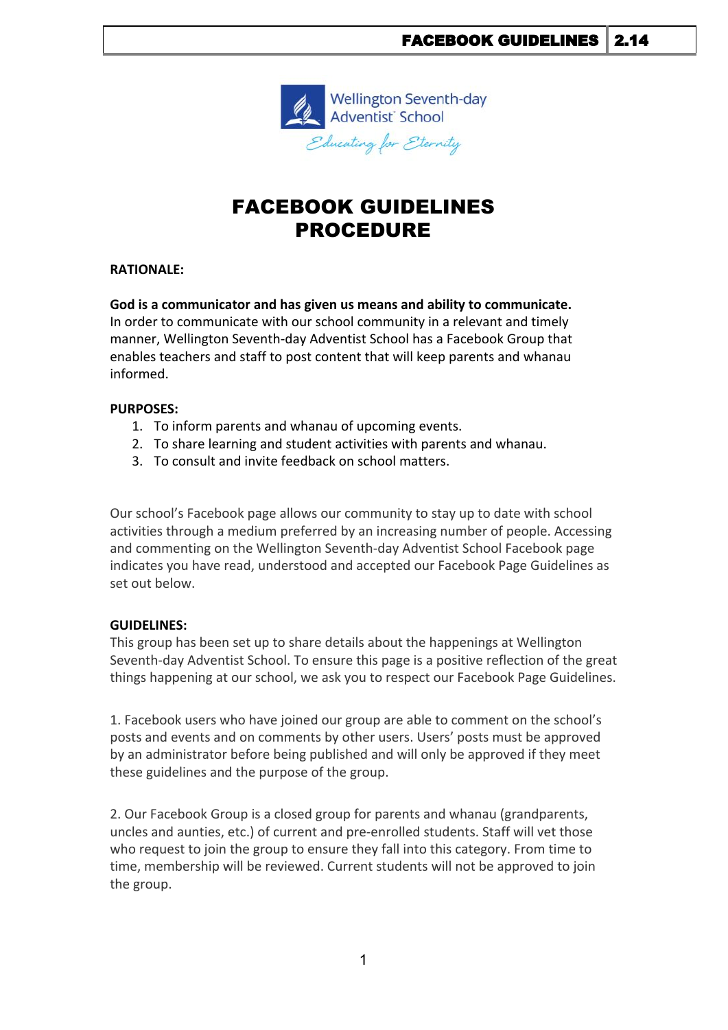# FACEBOOK GUIDELINES PROCEDURE

**RATIONALE:**

**God is a communicator and has given us means and ability to communicate.** In order to communicate with our school community in a relevant and timely manner, Wellington Seventh-day Adventist School has a Facebook Group that enables teachers and staff to post content that will keep parents and whanau informed.

**PURPOSES:**

1. To inform parents and whanau of upcoming events.
2. To share learning and student activities with parents and whanau.
3. To consult and invite feedback on school matters.

Our school's Facebook page allows our community to stay up to date with school activities through a medium preferred by an increasing number of people. Accessing and commenting on the Wellington Seventh-day Adventist School Facebook page indicates you have read, understood and accepted our Facebook Page Guidelines as set out below.

**GUIDELINES:**

This group has been set up to share details about the happenings at Wellington Seventh-day Adventist School. To ensure this page is a positive reflection of the great things happening at our school, we ask you to respect our Facebook Page Guidelines.

1. Facebook users who have joined our group are able to comment on the school's posts and events and on comments by other users. Users' posts must be approved by an administrator before being published and will only be approved if they meet these guidelines and the purpose of the group.

2. Our Facebook Group is a closed group for parents and whanau (grandparents, uncles and aunties, etc.) of current and pre-enrolled students. Staff will vet those who request to join the group to ensure they fall into this category. From time to time, membership will be reviewed. Current students will not be approved to join the group.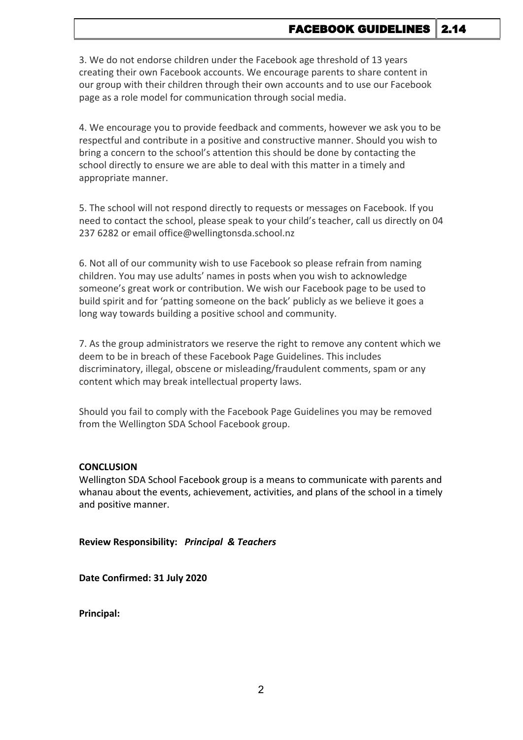3. We do not endorse children under the Facebook age threshold of 13 years creating their own Facebook accounts. We encourage parents to share content in our group with their children through their own accounts and to use our Facebook page as a role model for communication through social media.

4. We encourage you to provide feedback and comments, however we ask you to be respectful and contribute in a positive and constructive manner. Should you wish to bring a concern to the school's attention this should be done by contacting the school directly to ensure we are able to deal with this matter in a timely and appropriate manner.

5. The school will not respond directly to requests or messages on Facebook. If you need to contact the school, please speak to your child's teacher, call us directly on 04 237 6282 or email office@wellingtonsda.school.nz

6. Not all of our community wish to use Facebook so please refrain from naming children. You may use adults' names in posts when you wish to acknowledge someone's great work or contribution. We wish our Facebook page to be used to build spirit and for 'patting someone on the back' publicly as we believe it goes a long way towards building a positive school and community.

7. As the group administrators we reserve the right to remove any content which we deem to be in breach of these Facebook Page Guidelines. This includes discriminatory, illegal, obscene or misleading/fraudulent comments, spam or any content which may break intellectual property laws.

Should you fail to comply with the Facebook Page Guidelines you may be removed from the Wellington SDA School Facebook group.

**CONCLUSION**

Wellington SDA School Facebook group is a means to communicate with parents and whanau about the events, achievement, activities, and plans of the school in a timely and positive manner.

**Review Responsibility:** ***Principal & Teachers***

**Date Confirmed: 31 July 2020**

**Principal:**